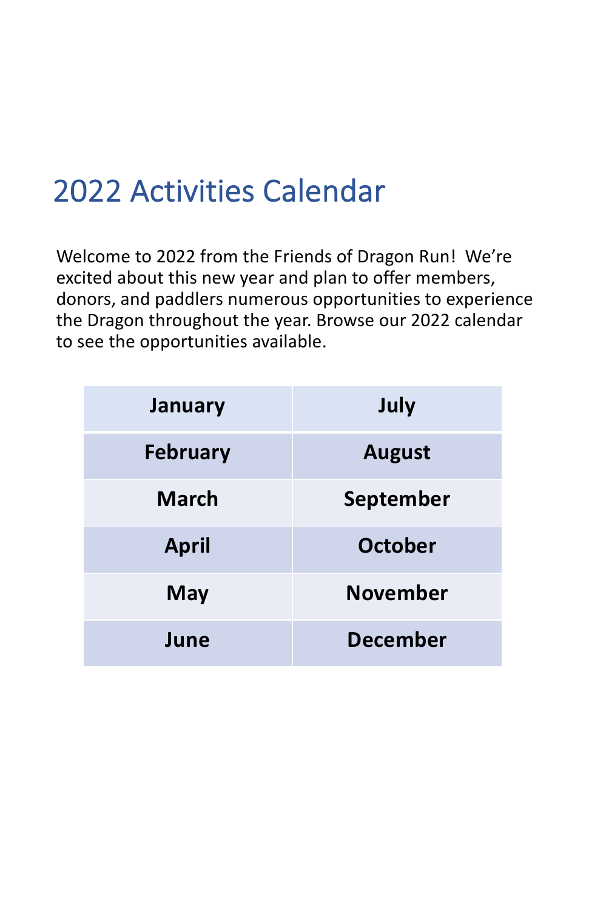# 2022 Activities Calendar

Welcome to 2022 from the Friends of Dragon Run! We're excited about this new year and plan to offer members, donors, and paddlers numerous opportunities to experience the Dragon throughout the year. Browse our 2022 calendar to see the opportunities available.

| **January** | **July** |
|---|---|
| **February** | **August** |
| **March** | **September** |
| **April** | **October** |
| **May** | **November** |
| **June** | **December** |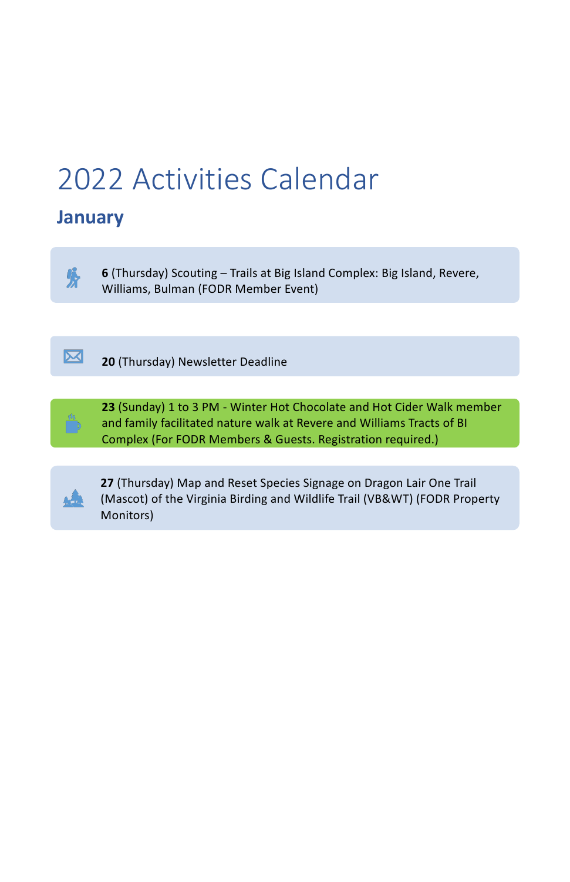# 2022 Activities Calendar

## January

**6** (Thursday) Scouting – Trails at Big Island Complex: Big Island, Revere, Williams, Bulman (FODR Member Event)

**20** (Thursday) Newsletter Deadline

**23** (Sunday) 1 to 3 PM - Winter Hot Chocolate and Hot Cider Walk member and family facilitated nature walk at Revere and Williams Tracts of BI Complex (For FODR Members & Guests. Registration required.)

**27** (Thursday) Map and Reset Species Signage on Dragon Lair One Trail (Mascot) of the Virginia Birding and Wildlife Trail (VB&WT) (FODR Property Monitors)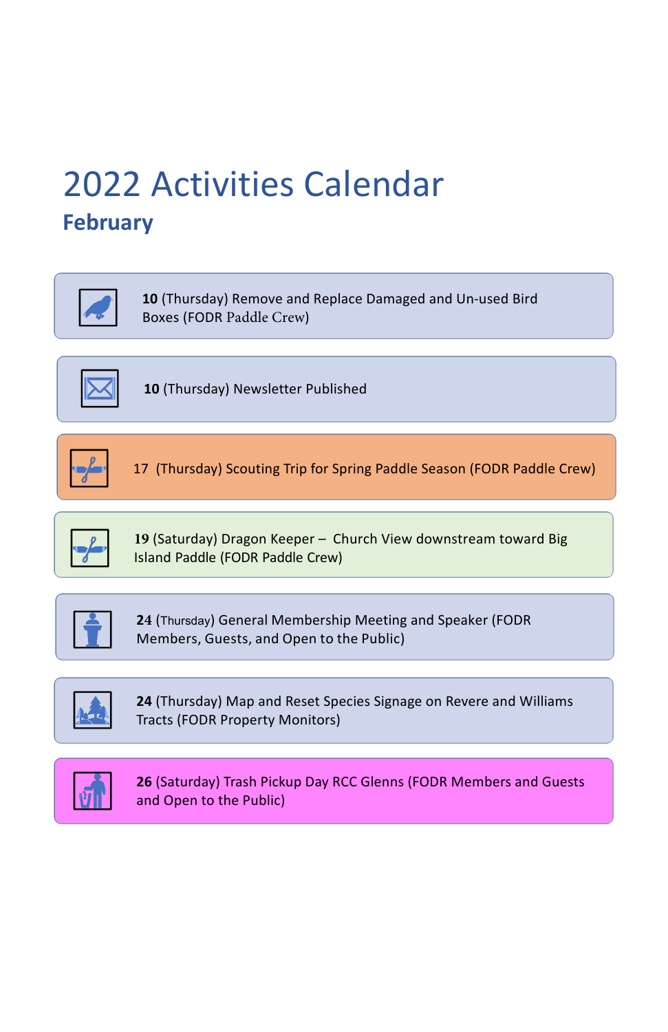# 2022 Activities Calendar

## February

**10** (Thursday) Remove and Replace Damaged and Un-used Bird Boxes (FODR Paddle Crew)

**10** (Thursday) Newsletter Published

17 (Thursday) Scouting Trip for Spring Paddle Season (FODR Paddle Crew)

**19** (Saturday) Dragon Keeper – Church View downstream toward Big Island Paddle (FODR Paddle Crew)

**24** (Thursday) General Membership Meeting and Speaker (FODR Members, Guests, and Open to the Public)

**24** (Thursday) Map and Reset Species Signage on Revere and Williams Tracts (FODR Property Monitors)

**26** (Saturday) Trash Pickup Day RCC Glenns (FODR Members and Guests and Open to the Public)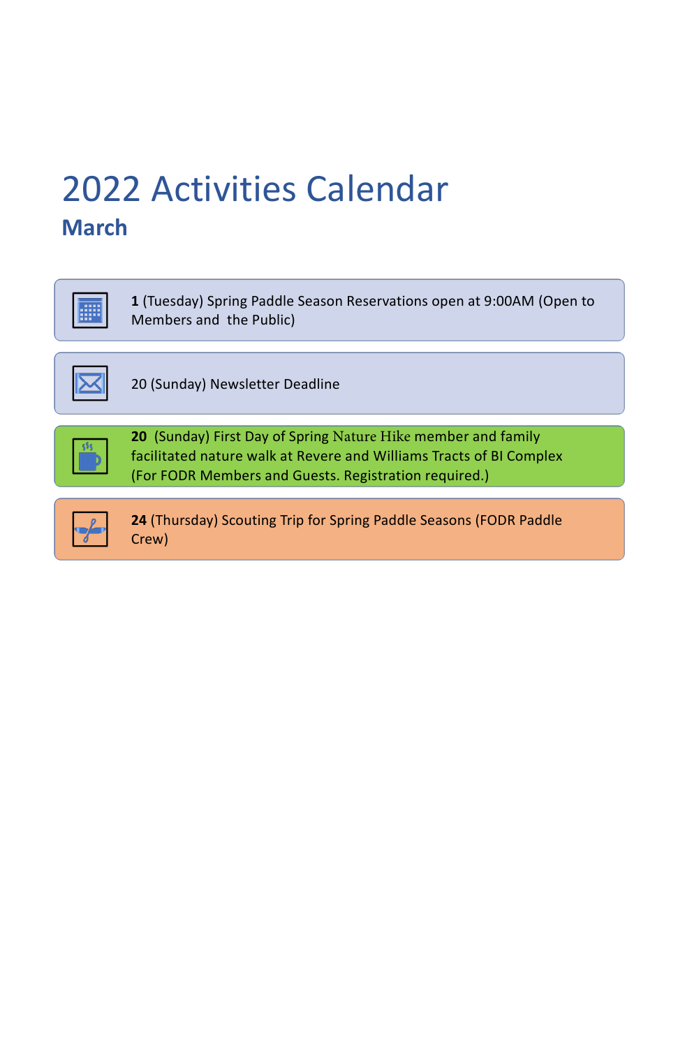# 2022 Activities Calendar

## March

**1** (Tuesday) Spring Paddle Season Reservations open at 9:00AM (Open to Members and the Public)

20 (Sunday) Newsletter Deadline

**20** (Sunday) First Day of Spring Nature Hike member and family facilitated nature walk at Revere and Williams Tracts of BI Complex (For FODR Members and Guests. Registration required.)

**24** (Thursday) Scouting Trip for Spring Paddle Seasons (FODR Paddle Crew)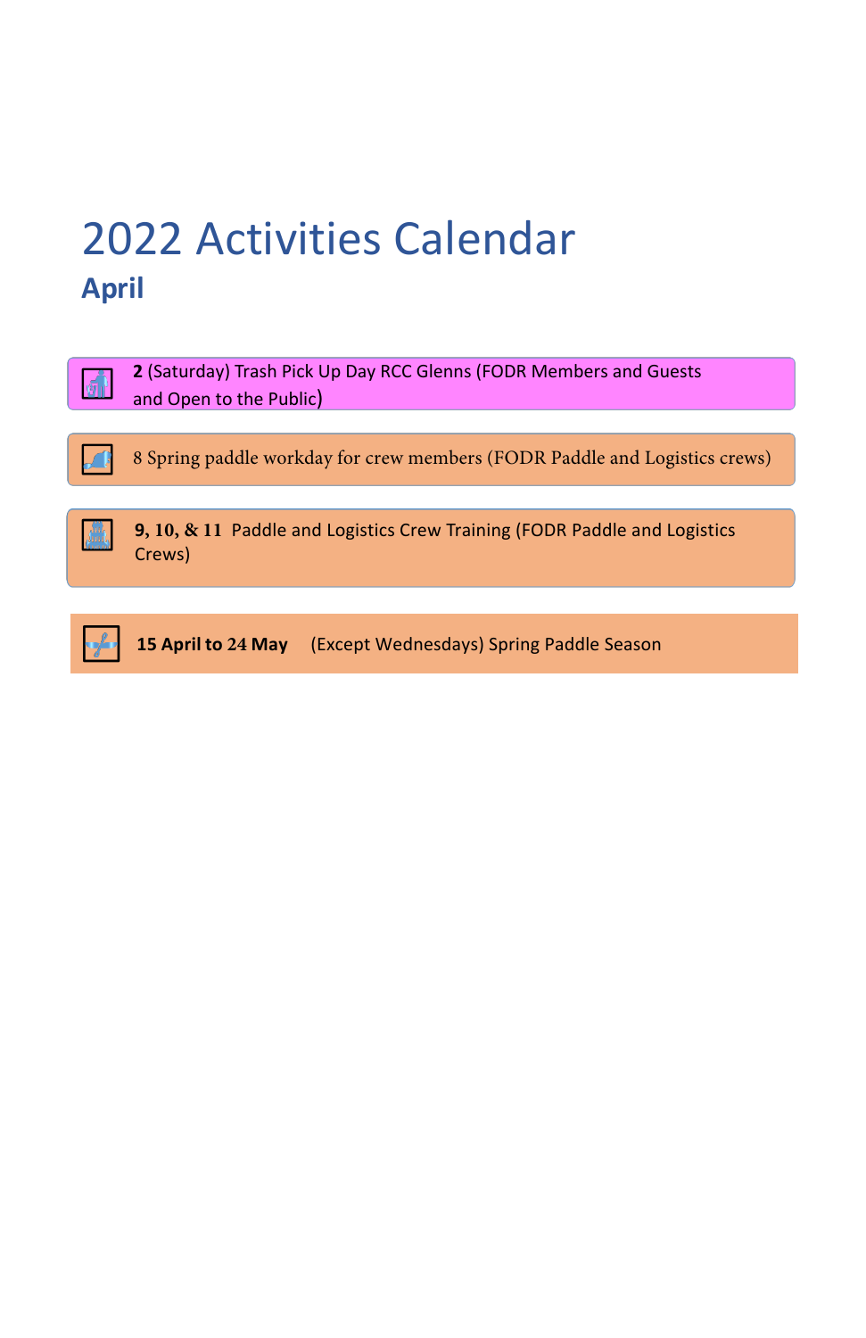# 2022 Activities Calendar

## April

**2** (Saturday) Trash Pick Up Day RCC Glenns (FODR Members and Guests and Open to the Public)

8 Spring paddle workday for crew members (FODR Paddle and Logistics crews)

**9, 10, & 11** Paddle and Logistics Crew Training (FODR Paddle and Logistics Crews)

**15 April to 24 May** (Except Wednesdays) Spring Paddle Season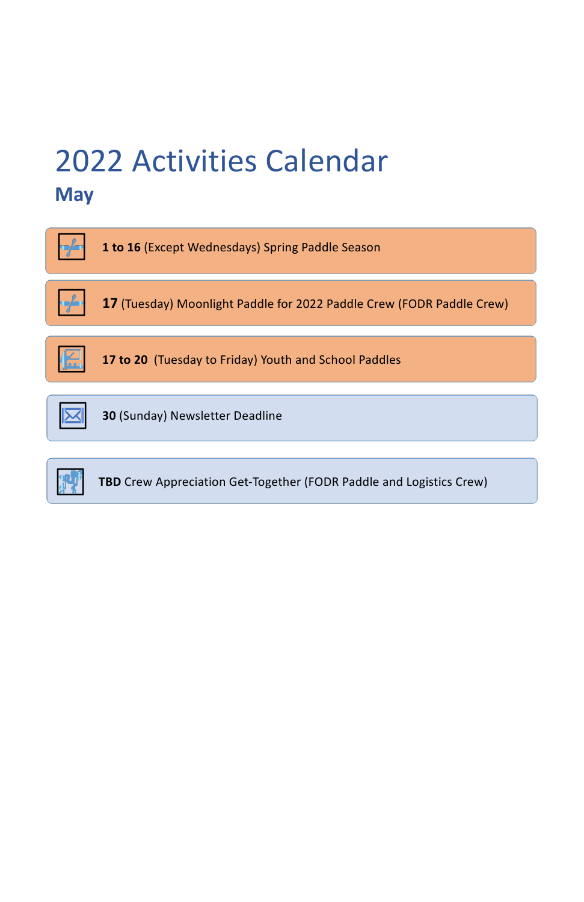# 2022 Activities Calendar

## May

- **1 to 16** (Except Wednesdays) Spring Paddle Season
- **17** (Tuesday) Moonlight Paddle for 2022 Paddle Crew (FODR Paddle Crew)
- **17 to 20** (Tuesday to Friday) Youth and School Paddles
- **30** (Sunday) Newsletter Deadline
- **TBD** Crew Appreciation Get-Together (FODR Paddle and Logistics Crew)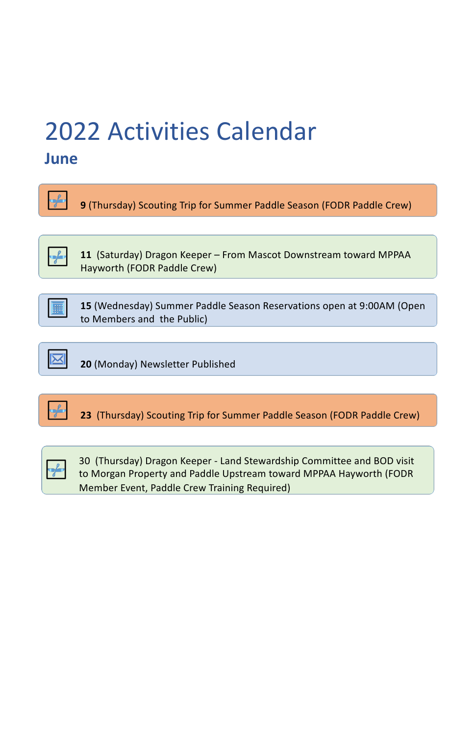# 2022 Activities Calendar

## June

**9** (Thursday) Scouting Trip for Summer Paddle Season (FODR Paddle Crew)

**11** (Saturday) Dragon Keeper – From Mascot Downstream toward MPPAA Hayworth (FODR Paddle Crew)

**15** (Wednesday) Summer Paddle Season Reservations open at 9:00AM (Open to Members and the Public)

**20** (Monday) Newsletter Published

**23** (Thursday) Scouting Trip for Summer Paddle Season (FODR Paddle Crew)

30 (Thursday) Dragon Keeper - Land Stewardship Committee and BOD visit to Morgan Property and Paddle Upstream toward MPPAA Hayworth (FODR Member Event, Paddle Crew Training Required)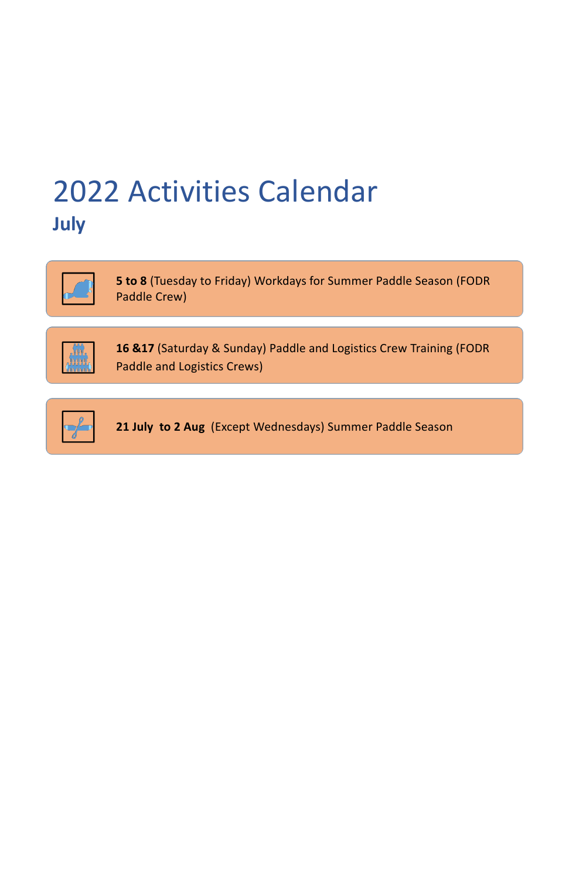# 2022 Activities Calendar

## July

**5 to 8** (Tuesday to Friday) Workdays for Summer Paddle Season (FODR Paddle Crew)

**16 &17** (Saturday & Sunday) Paddle and Logistics Crew Training (FODR Paddle and Logistics Crews)

**21 July to 2 Aug** (Except Wednesdays) Summer Paddle Season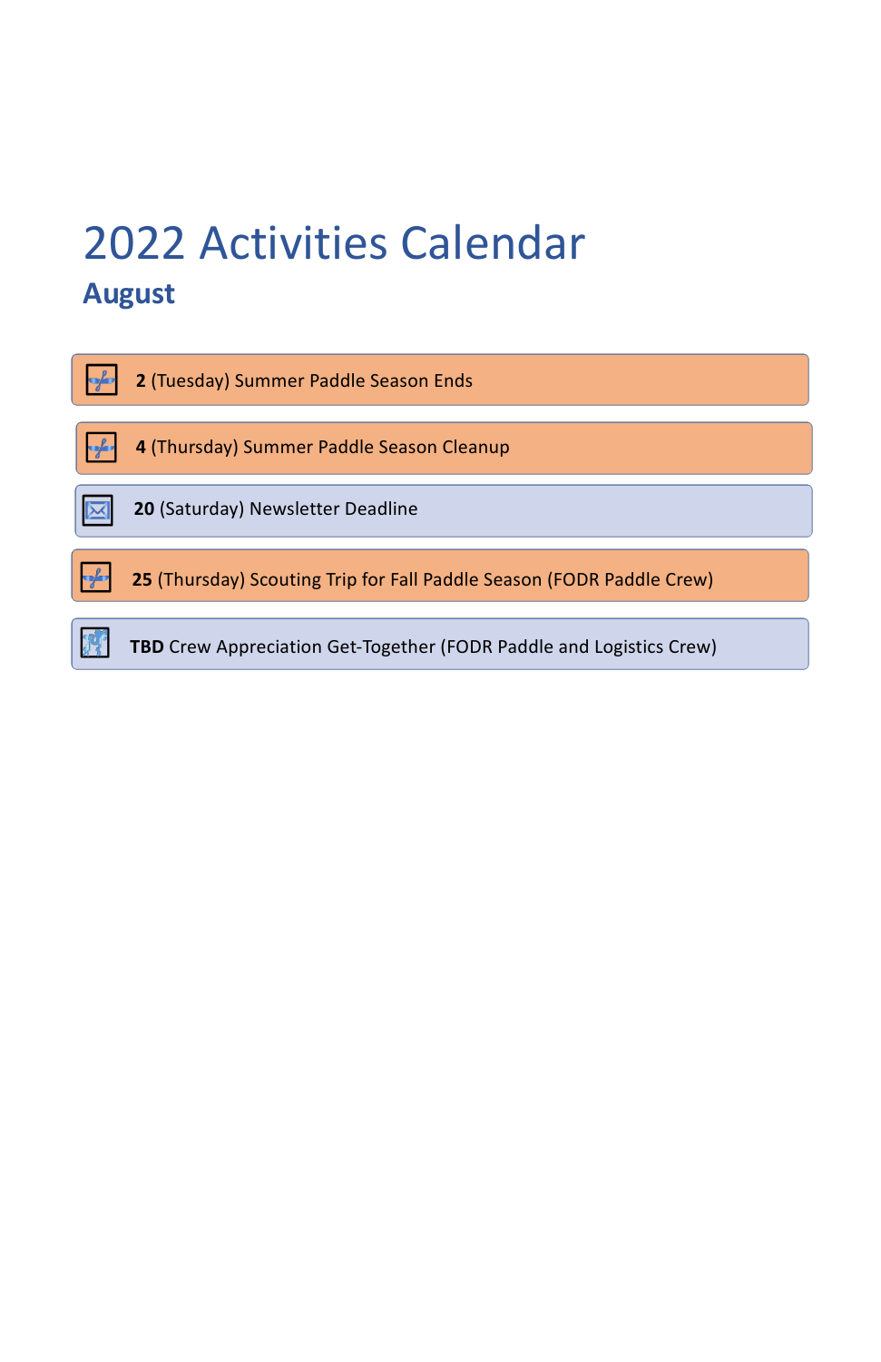# 2022 Activities Calendar

## August

**2** (Tuesday) Summer Paddle Season Ends

**4** (Thursday) Summer Paddle Season Cleanup

**20** (Saturday) Newsletter Deadline

**25** (Thursday) Scouting Trip for Fall Paddle Season (FODR Paddle Crew)

**TBD** Crew Appreciation Get-Together (FODR Paddle and Logistics Crew)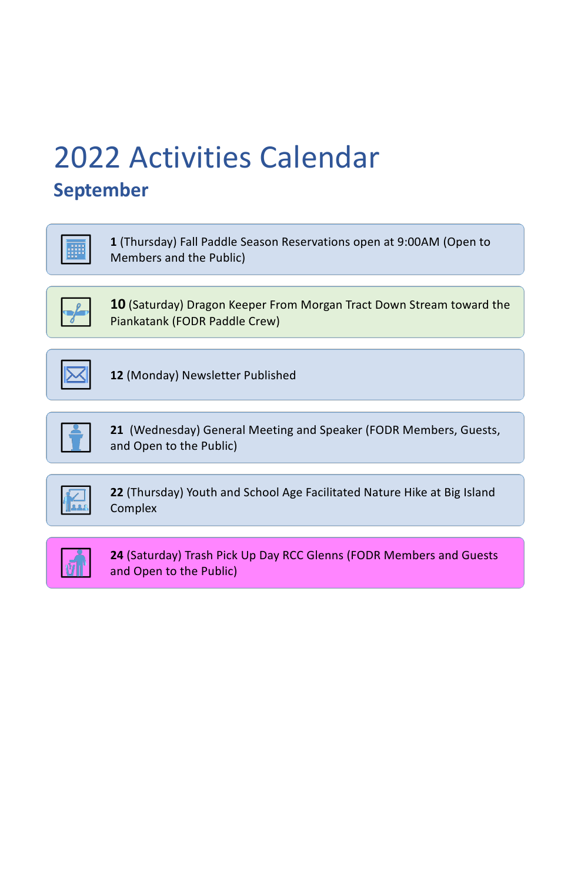# 2022 Activities Calendar

## September

**1** (Thursday) Fall Paddle Season Reservations open at 9:00AM (Open to Members and the Public)

**10** (Saturday) Dragon Keeper From Morgan Tract Down Stream toward the Piankatank (FODR Paddle Crew)

**12** (Monday) Newsletter Published

**21** (Wednesday) General Meeting and Speaker (FODR Members, Guests, and Open to the Public)

**22** (Thursday) Youth and School Age Facilitated Nature Hike at Big Island Complex

**24** (Saturday) Trash Pick Up Day RCC Glenns (FODR Members and Guests and Open to the Public)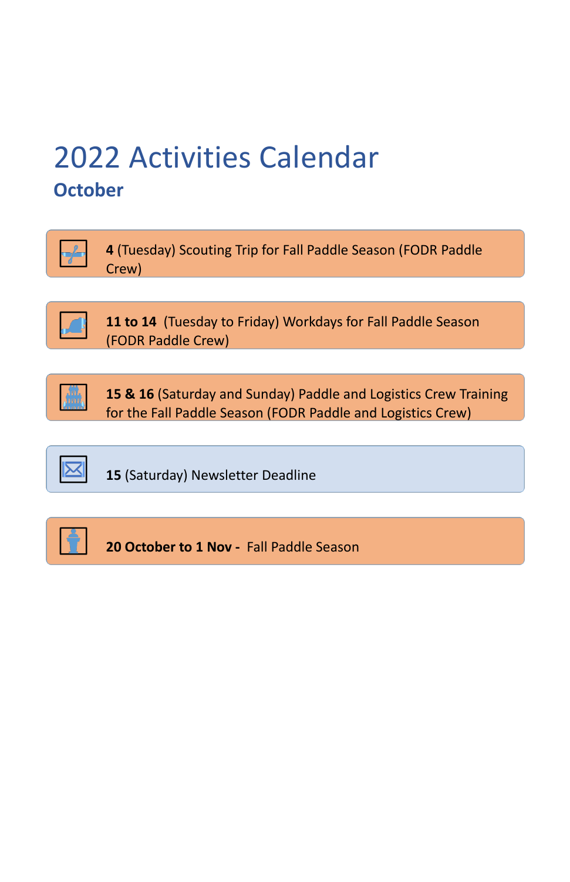# 2022 Activities Calendar

## October

**4** (Tuesday) Scouting Trip for Fall Paddle Season (FODR Paddle Crew)

**11 to 14** (Tuesday to Friday) Workdays for Fall Paddle Season (FODR Paddle Crew)

**15 & 16** (Saturday and Sunday) Paddle and Logistics Crew Training for the Fall Paddle Season (FODR Paddle and Logistics Crew)

**15** (Saturday) Newsletter Deadline

**20 October to 1 Nov -** Fall Paddle Season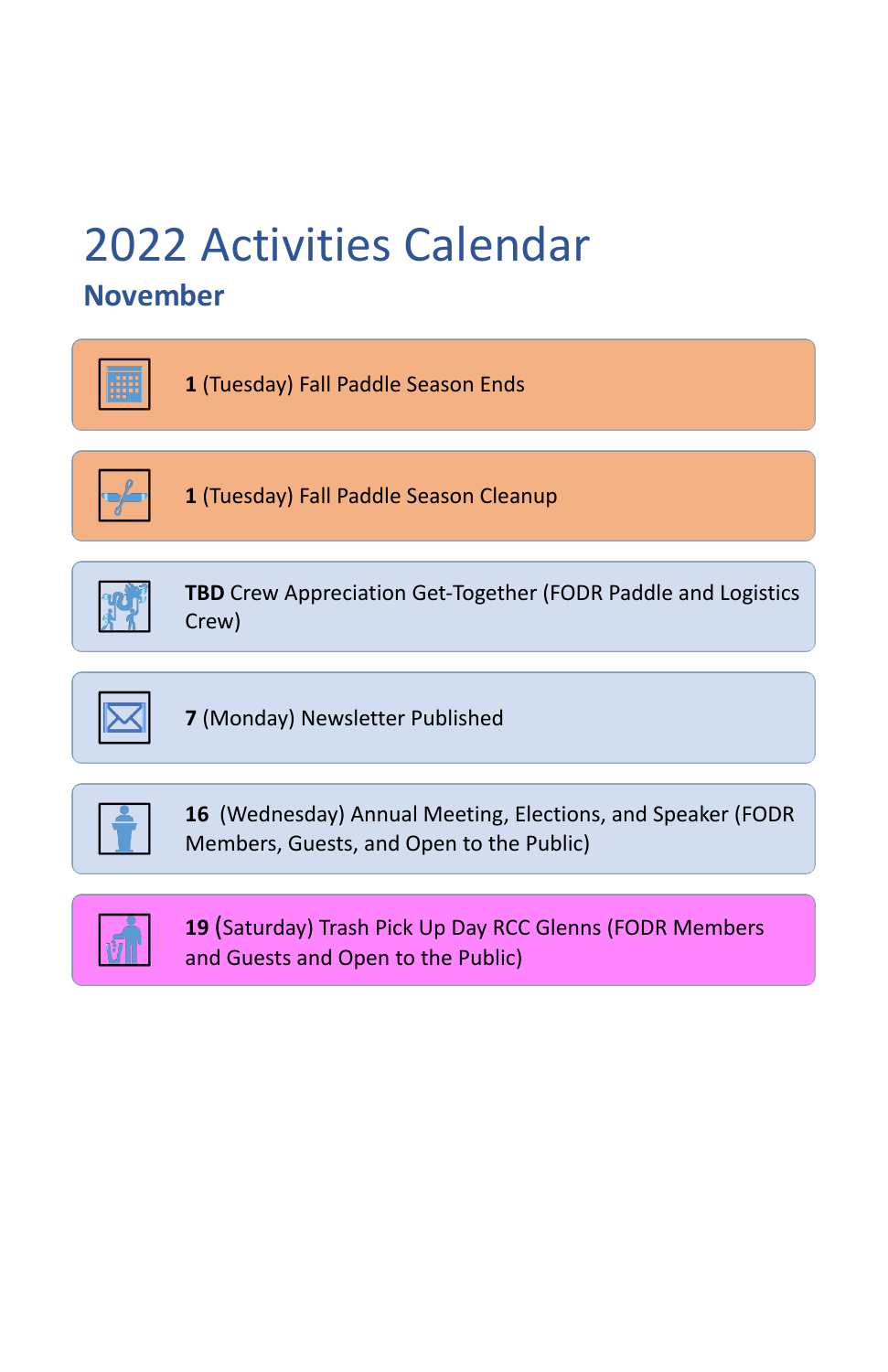# 2022 Activities Calendar

## November

**1** (Tuesday) Fall Paddle Season Ends

**1** (Tuesday) Fall Paddle Season Cleanup

**TBD** Crew Appreciation Get-Together (FODR Paddle and Logistics Crew)

**7** (Monday) Newsletter Published

**16** (Wednesday) Annual Meeting, Elections, and Speaker (FODR Members, Guests, and Open to the Public)

**19** (Saturday) Trash Pick Up Day RCC Glenns (FODR Members and Guests and Open to the Public)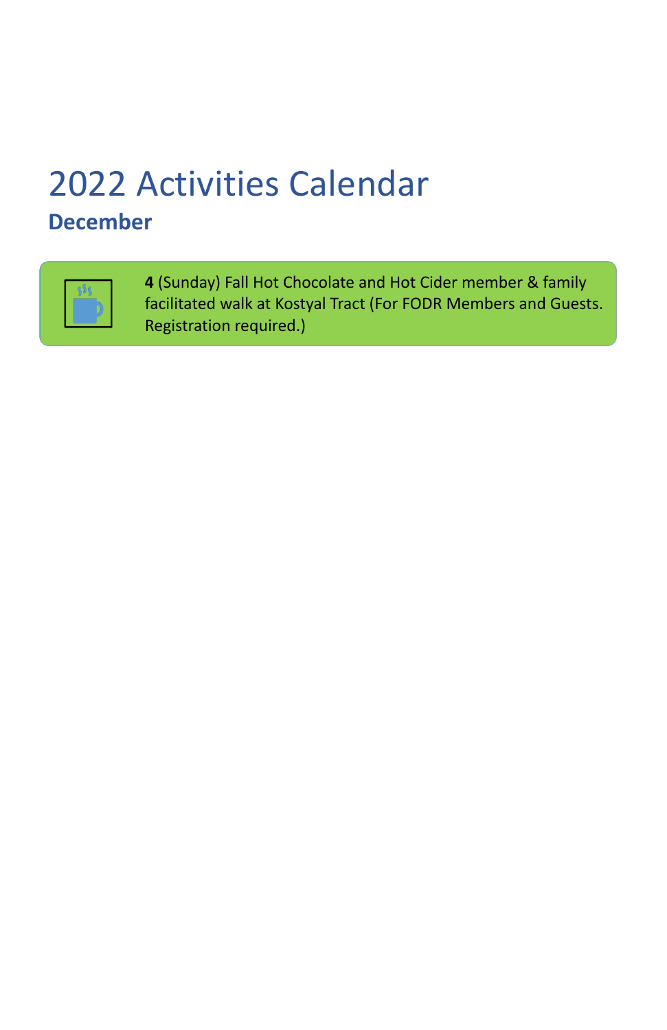# 2022 Activities Calendar

## December

**4** (Sunday) Fall Hot Chocolate and Hot Cider member & family facilitated walk at Kostyal Tract (For FODR Members and Guests. Registration required.)